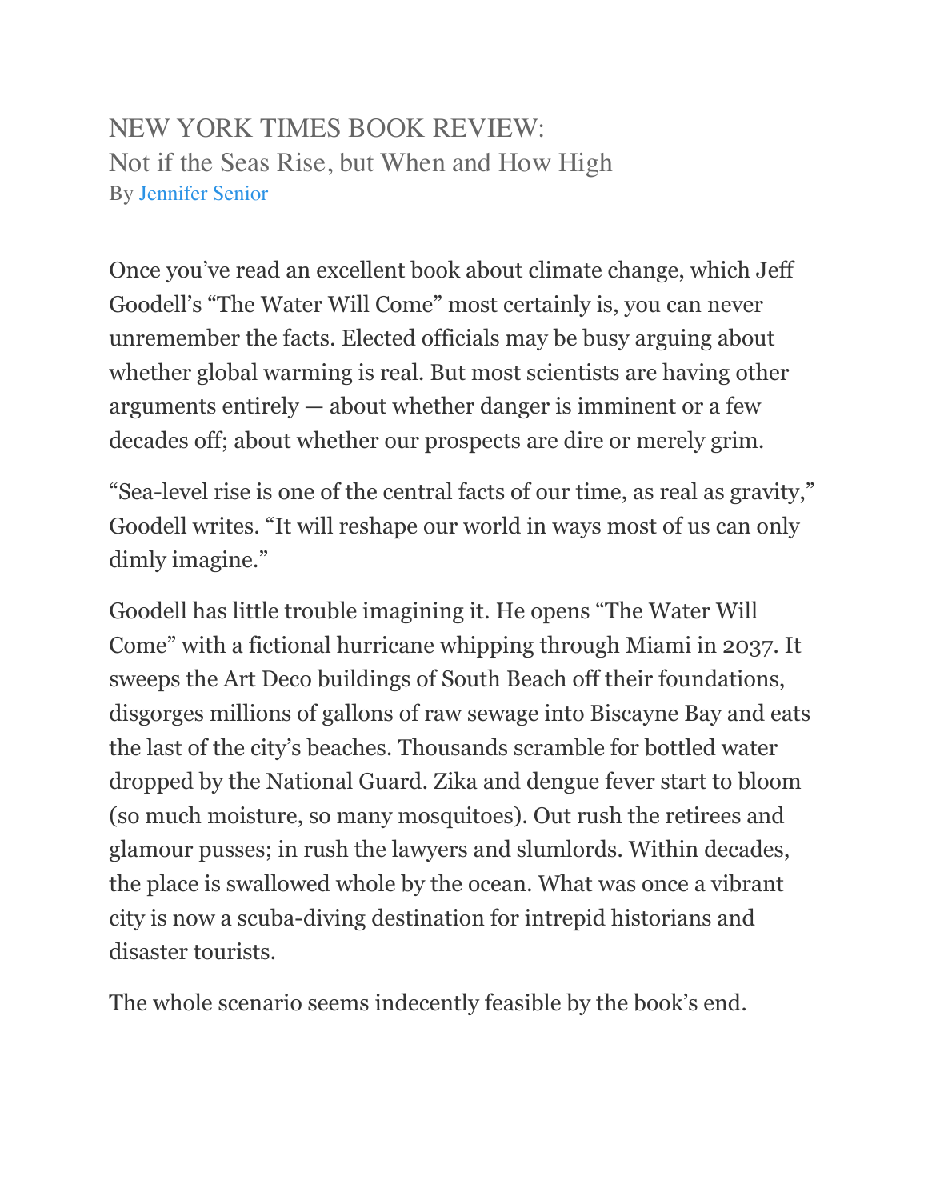# NEW YORK TIMES BOOK REVIEW:
## Not if the Seas Rise, but When and How High

By Jennifer Senior

Once you've read an excellent book about climate change, which Jeff Goodell's "The Water Will Come" most certainly is, you can never unremember the facts. Elected officials may be busy arguing about whether global warming is real. But most scientists are having other arguments entirely — about whether danger is imminent or a few decades off; about whether our prospects are dire or merely grim.

"Sea-level rise is one of the central facts of our time, as real as gravity," Goodell writes. "It will reshape our world in ways most of us can only dimly imagine."

Goodell has little trouble imagining it. He opens "The Water Will Come" with a fictional hurricane whipping through Miami in 2037. It sweeps the Art Deco buildings of South Beach off their foundations, disgorges millions of gallons of raw sewage into Biscayne Bay and eats the last of the city's beaches. Thousands scramble for bottled water dropped by the National Guard. Zika and dengue fever start to bloom (so much moisture, so many mosquitoes). Out rush the retirees and glamour pusses; in rush the lawyers and slumlords. Within decades, the place is swallowed whole by the ocean. What was once a vibrant city is now a scuba-diving destination for intrepid historians and disaster tourists.

The whole scenario seems indecently feasible by the book's end.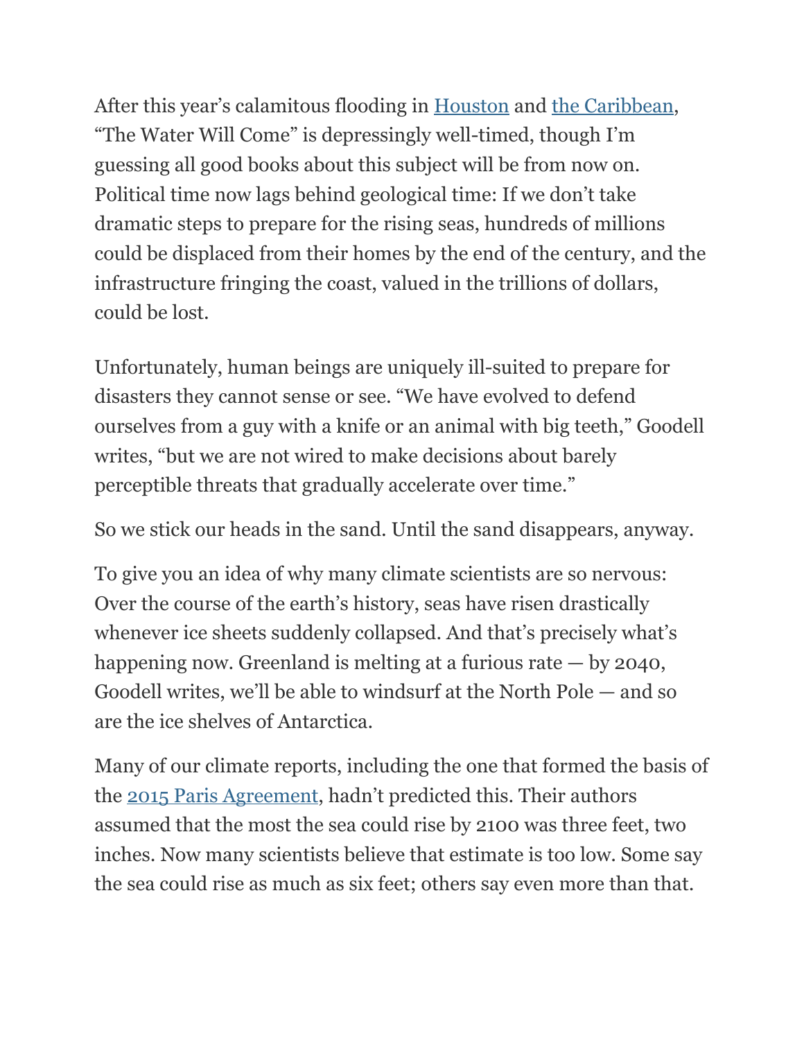After this year's calamitous flooding in Houston and the Caribbean, "The Water Will Come" is depressingly well-timed, though I'm guessing all good books about this subject will be from now on. Political time now lags behind geological time: If we don't take dramatic steps to prepare for the rising seas, hundreds of millions could be displaced from their homes by the end of the century, and the infrastructure fringing the coast, valued in the trillions of dollars, could be lost.

Unfortunately, human beings are uniquely ill-suited to prepare for disasters they cannot sense or see. "We have evolved to defend ourselves from a guy with a knife or an animal with big teeth," Goodell writes, "but we are not wired to make decisions about barely perceptible threats that gradually accelerate over time."

So we stick our heads in the sand. Until the sand disappears, anyway.

To give you an idea of why many climate scientists are so nervous: Over the course of the earth's history, seas have risen drastically whenever ice sheets suddenly collapsed. And that's precisely what's happening now. Greenland is melting at a furious rate — by 2040, Goodell writes, we'll be able to windsurf at the North Pole — and so are the ice shelves of Antarctica.

Many of our climate reports, including the one that formed the basis of the 2015 Paris Agreement, hadn't predicted this. Their authors assumed that the most the sea could rise by 2100 was three feet, two inches. Now many scientists believe that estimate is too low. Some say the sea could rise as much as six feet; others say even more than that.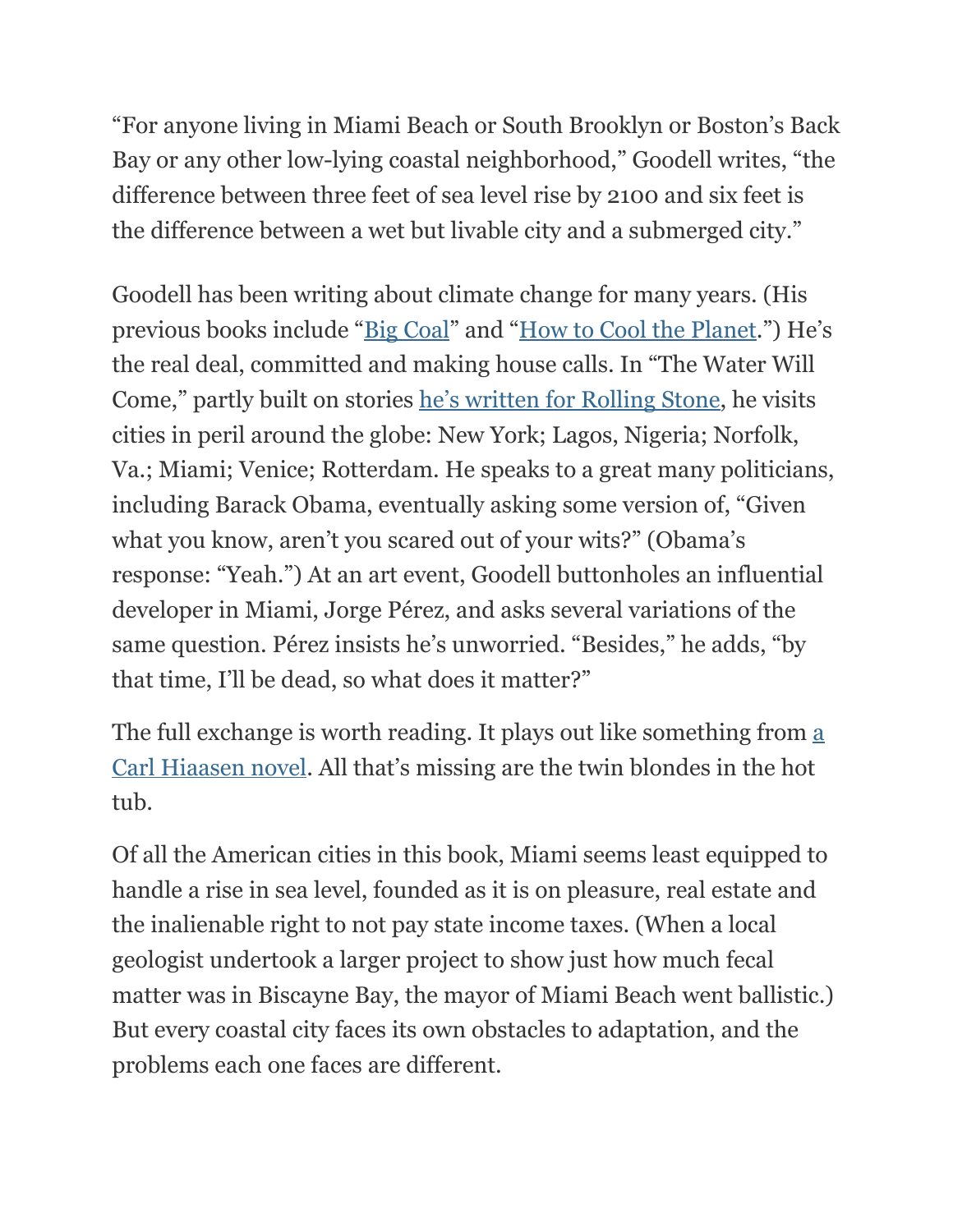"For anyone living in Miami Beach or South Brooklyn or Boston's Back Bay or any other low-lying coastal neighborhood," Goodell writes, "the difference between three feet of sea level rise by 2100 and six feet is the difference between a wet but livable city and a submerged city."

Goodell has been writing about climate change for many years. (His previous books include "Big Coal" and "How to Cool the Planet.") He's the real deal, committed and making house calls. In "The Water Will Come," partly built on stories he's written for Rolling Stone, he visits cities in peril around the globe: New York; Lagos, Nigeria; Norfolk, Va.; Miami; Venice; Rotterdam. He speaks to a great many politicians, including Barack Obama, eventually asking some version of, "Given what you know, aren't you scared out of your wits?" (Obama's response: "Yeah.") At an art event, Goodell buttonholes an influential developer in Miami, Jorge Pérez, and asks several variations of the same question. Pérez insists he's unworried. "Besides," he adds, "by that time, I'll be dead, so what does it matter?"

The full exchange is worth reading. It plays out like something from a Carl Hiaasen novel. All that's missing are the twin blondes in the hot tub.

Of all the American cities in this book, Miami seems least equipped to handle a rise in sea level, founded as it is on pleasure, real estate and the inalienable right to not pay state income taxes. (When a local geologist undertook a larger project to show just how much fecal matter was in Biscayne Bay, the mayor of Miami Beach went ballistic.) But every coastal city faces its own obstacles to adaptation, and the problems each one faces are different.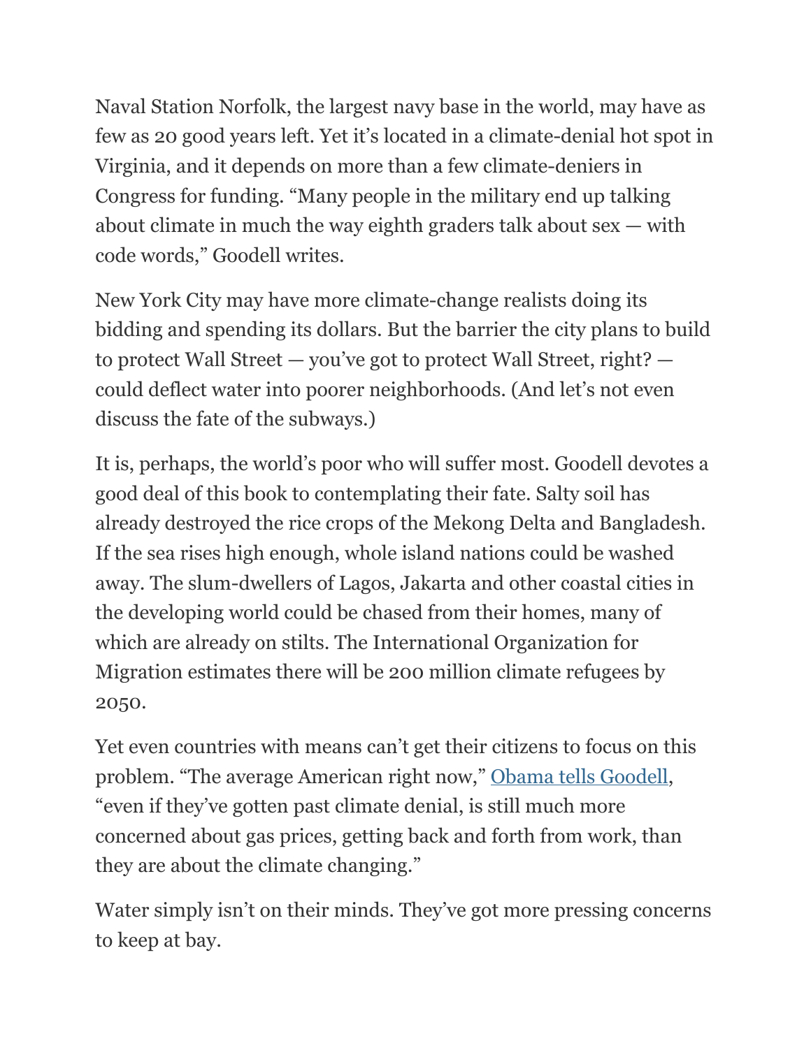Naval Station Norfolk, the largest navy base in the world, may have as few as 20 good years left. Yet it's located in a climate-denial hot spot in Virginia, and it depends on more than a few climate-deniers in Congress for funding. "Many people in the military end up talking about climate in much the way eighth graders talk about sex — with code words," Goodell writes.

New York City may have more climate-change realists doing its bidding and spending its dollars. But the barrier the city plans to build to protect Wall Street — you've got to protect Wall Street, right? — could deflect water into poorer neighborhoods. (And let's not even discuss the fate of the subways.)

It is, perhaps, the world's poor who will suffer most. Goodell devotes a good deal of this book to contemplating their fate. Salty soil has already destroyed the rice crops of the Mekong Delta and Bangladesh. If the sea rises high enough, whole island nations could be washed away. The slum-dwellers of Lagos, Jakarta and other coastal cities in the developing world could be chased from their homes, many of which are already on stilts. The International Organization for Migration estimates there will be 200 million climate refugees by 2050.

Yet even countries with means can't get their citizens to focus on this problem. "The average American right now," [Obama tells Goodell](), "even if they've gotten past climate denial, is still much more concerned about gas prices, getting back and forth from work, than they are about the climate changing."

Water simply isn't on their minds. They've got more pressing concerns to keep at bay.